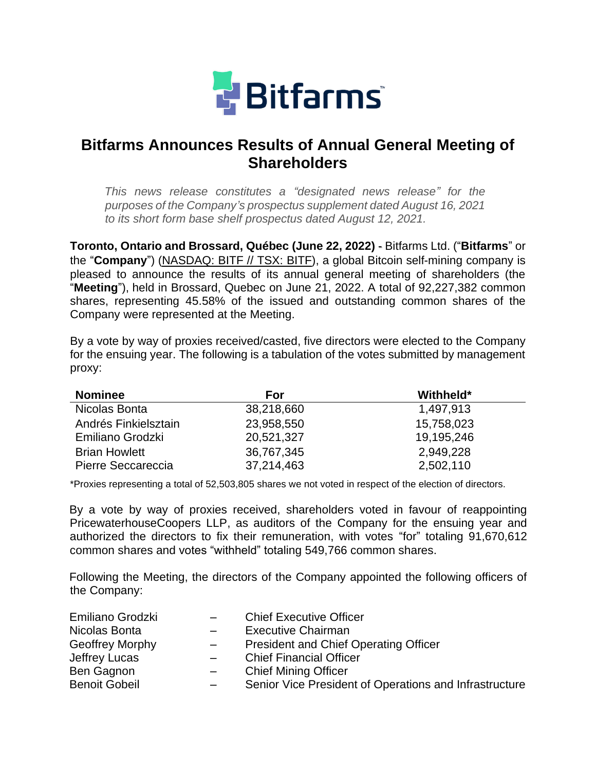# Bitfarms Announces Results of Annual General Meeting of Shareholders

*This news release constitutes a "designated news release" for the purposes of the Company's prospectus supplement dated August 16, 2021 to its short form base shelf prospectus dated August 12, 2021.*

**Toronto, Ontario and Brossard, Québec (June 22, 2022) -** Bitfarms Ltd. ("**Bitfarms**" or the "**Company**") (NASDAQ: BITF // TSX: BITF), a global Bitcoin self-mining company is pleased to announce the results of its annual general meeting of shareholders (the "**Meeting**"), held in Brossard, Quebec on June 21, 2022. A total of 92,227,382 common shares, representing 45.58% of the issued and outstanding common shares of the Company were represented at the Meeting.

By a vote by way of proxies received/casted, five directors were elected to the Company for the ensuing year. The following is a tabulation of the votes submitted by management proxy:

| Nominee | For | Withheld* |
|---|---|---|
| Nicolas Bonta | 38,218,660 | 1,497,913 |
| Andrés Finkielsztain | 23,958,550 | 15,758,023 |
| Emiliano Grodzki | 20,521,327 | 19,195,246 |
| Brian Howlett | 36,767,345 | 2,949,228 |
| Pierre Seccareccia | 37,214,463 | 2,502,110 |

*Proxies representing a total of 52,503,805 shares we not voted in respect of the election of directors.

By a vote by way of proxies received, shareholders voted in favour of reappointing PricewaterhouseCoopers LLP, as auditors of the Company for the ensuing year and authorized the directors to fix their remuneration, with votes "for" totaling 91,670,612 common shares and votes "withheld" totaling 549,766 common shares.

Following the Meeting, the directors of the Company appointed the following officers of the Company:

Emiliano Grodzki – Chief Executive Officer
Nicolas Bonta – Executive Chairman
Geoffrey Morphy – President and Chief Operating Officer
Jeffrey Lucas – Chief Financial Officer
Ben Gagnon – Chief Mining Officer
Benoit Gobeil – Senior Vice President of Operations and Infrastructure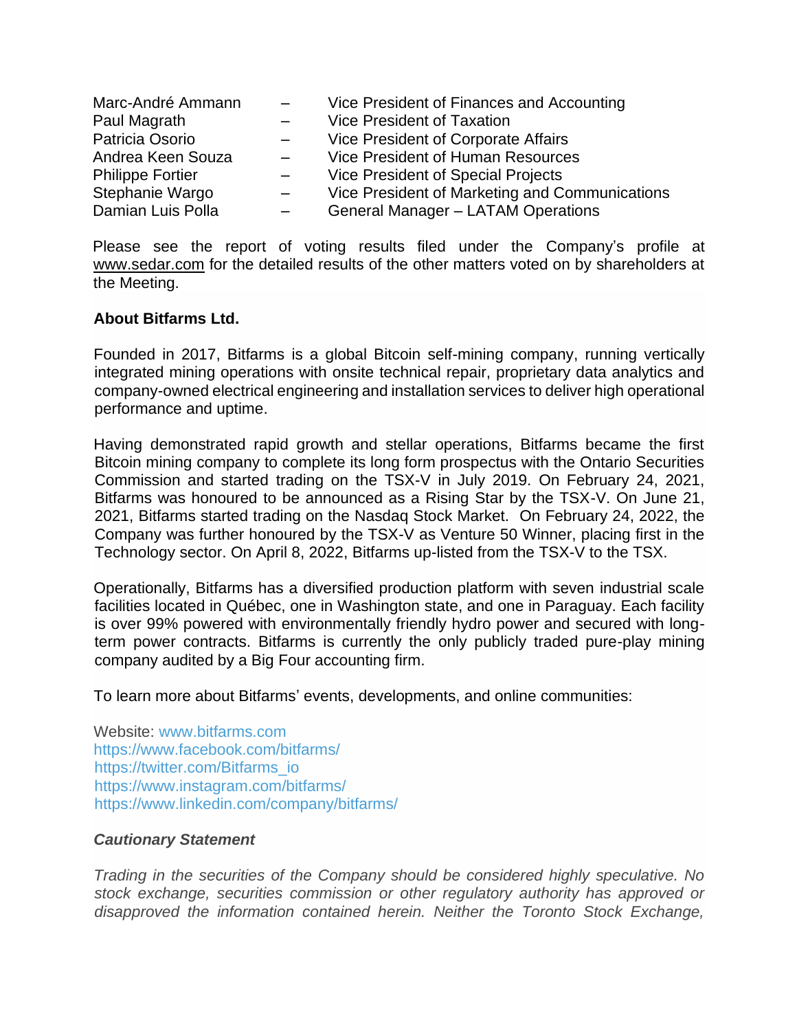| | | |
|---|---|---|
| Marc-André Ammann | – | Vice President of Finances and Accounting |
| Paul Magrath | – | Vice President of Taxation |
| Patricia Osorio | – | Vice President of Corporate Affairs |
| Andrea Keen Souza | – | Vice President of Human Resources |
| Philippe Fortier | – | Vice President of Special Projects |
| Stephanie Wargo | – | Vice President of Marketing and Communications |
| Damian Luis Polla | – | General Manager – LATAM Operations |

Please see the report of voting results filed under the Company's profile at www.sedar.com for the detailed results of the other matters voted on by shareholders at the Meeting.

**About Bitfarms Ltd.**

Founded in 2017, Bitfarms is a global Bitcoin self-mining company, running vertically integrated mining operations with onsite technical repair, proprietary data analytics and company-owned electrical engineering and installation services to deliver high operational performance and uptime.

Having demonstrated rapid growth and stellar operations, Bitfarms became the first Bitcoin mining company to complete its long form prospectus with the Ontario Securities Commission and started trading on the TSX-V in July 2019. On February 24, 2021, Bitfarms was honoured to be announced as a Rising Star by the TSX-V. On June 21, 2021, Bitfarms started trading on the Nasdaq Stock Market. On February 24, 2022, the Company was further honoured by the TSX-V as Venture 50 Winner, placing first in the Technology sector. On April 8, 2022, Bitfarms up-listed from the TSX-V to the TSX.

Operationally, Bitfarms has a diversified production platform with seven industrial scale facilities located in Québec, one in Washington state, and one in Paraguay. Each facility is over 99% powered with environmentally friendly hydro power and secured with long-term power contracts. Bitfarms is currently the only publicly traded pure-play mining company audited by a Big Four accounting firm.

To learn more about Bitfarms' events, developments, and online communities:

Website: www.bitfarms.com
https://www.facebook.com/bitfarms/
https://twitter.com/Bitfarms_io
https://www.instagram.com/bitfarms/
https://www.linkedin.com/company/bitfarms/

***Cautionary Statement***

*Trading in the securities of the Company should be considered highly speculative. No stock exchange, securities commission or other regulatory authority has approved or disapproved the information contained herein. Neither the Toronto Stock Exchange,*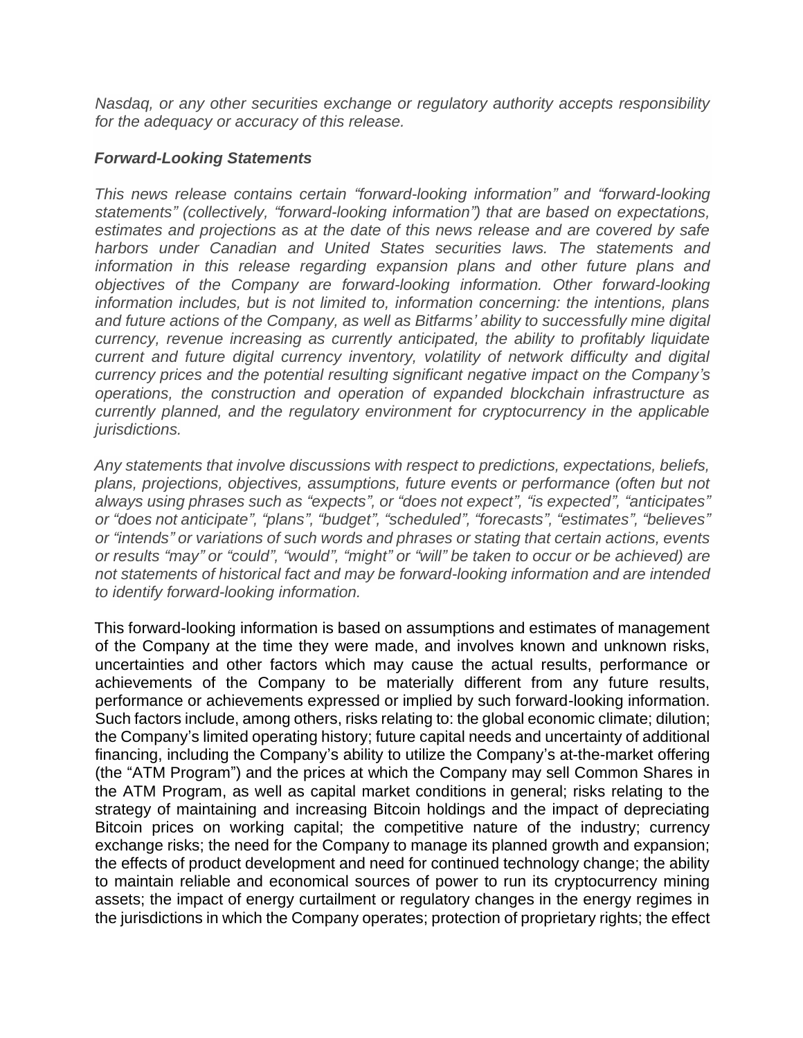*Nasdaq, or any other securities exchange or regulatory authority accepts responsibility for the adequacy or accuracy of this release.*

***Forward-Looking Statements***

*This news release contains certain "forward-looking information" and "forward-looking statements" (collectively, "forward-looking information") that are based on expectations, estimates and projections as at the date of this news release and are covered by safe harbors under Canadian and United States securities laws. The statements and information in this release regarding expansion plans and other future plans and objectives of the Company are forward-looking information. Other forward-looking information includes, but is not limited to, information concerning: the intentions, plans and future actions of the Company, as well as Bitfarms' ability to successfully mine digital currency, revenue increasing as currently anticipated, the ability to profitably liquidate current and future digital currency inventory, volatility of network difficulty and digital currency prices and the potential resulting significant negative impact on the Company's operations, the construction and operation of expanded blockchain infrastructure as currently planned, and the regulatory environment for cryptocurrency in the applicable jurisdictions.*

*Any statements that involve discussions with respect to predictions, expectations, beliefs, plans, projections, objectives, assumptions, future events or performance (often but not always using phrases such as "expects", or "does not expect", "is expected", "anticipates" or "does not anticipate", "plans", "budget", "scheduled", "forecasts", "estimates", "believes" or "intends" or variations of such words and phrases or stating that certain actions, events or results "may" or "could", "would", "might" or "will" be taken to occur or be achieved) are not statements of historical fact and may be forward-looking information and are intended to identify forward-looking information.*

This forward-looking information is based on assumptions and estimates of management of the Company at the time they were made, and involves known and unknown risks, uncertainties and other factors which may cause the actual results, performance or achievements of the Company to be materially different from any future results, performance or achievements expressed or implied by such forward-looking information. Such factors include, among others, risks relating to: the global economic climate; dilution; the Company's limited operating history; future capital needs and uncertainty of additional financing, including the Company's ability to utilize the Company's at-the-market offering (the "ATM Program") and the prices at which the Company may sell Common Shares in the ATM Program, as well as capital market conditions in general; risks relating to the strategy of maintaining and increasing Bitcoin holdings and the impact of depreciating Bitcoin prices on working capital; the competitive nature of the industry; currency exchange risks; the need for the Company to manage its planned growth and expansion; the effects of product development and need for continued technology change; the ability to maintain reliable and economical sources of power to run its cryptocurrency mining assets; the impact of energy curtailment or regulatory changes in the energy regimes in the jurisdictions in which the Company operates; protection of proprietary rights; the effect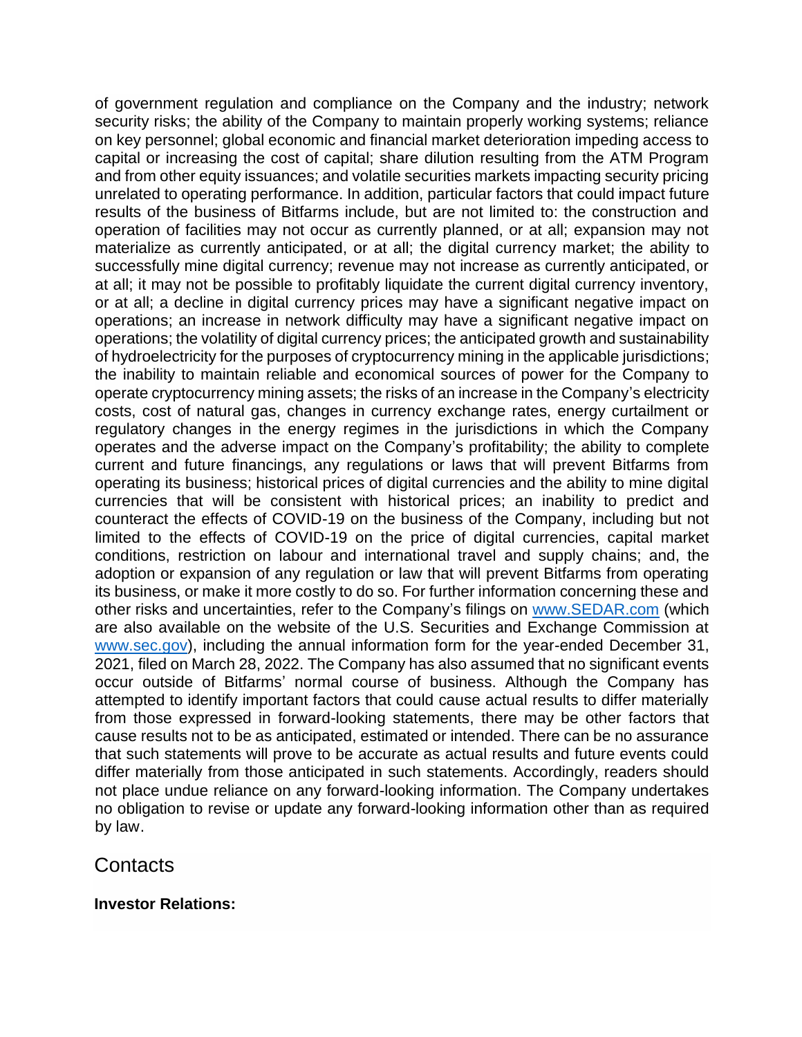of government regulation and compliance on the Company and the industry; network security risks; the ability of the Company to maintain properly working systems; reliance on key personnel; global economic and financial market deterioration impeding access to capital or increasing the cost of capital; share dilution resulting from the ATM Program and from other equity issuances; and volatile securities markets impacting security pricing unrelated to operating performance. In addition, particular factors that could impact future results of the business of Bitfarms include, but are not limited to: the construction and operation of facilities may not occur as currently planned, or at all; expansion may not materialize as currently anticipated, or at all; the digital currency market; the ability to successfully mine digital currency; revenue may not increase as currently anticipated, or at all; it may not be possible to profitably liquidate the current digital currency inventory, or at all; a decline in digital currency prices may have a significant negative impact on operations; an increase in network difficulty may have a significant negative impact on operations; the volatility of digital currency prices; the anticipated growth and sustainability of hydroelectricity for the purposes of cryptocurrency mining in the applicable jurisdictions; the inability to maintain reliable and economical sources of power for the Company to operate cryptocurrency mining assets; the risks of an increase in the Company's electricity costs, cost of natural gas, changes in currency exchange rates, energy curtailment or regulatory changes in the energy regimes in the jurisdictions in which the Company operates and the adverse impact on the Company's profitability; the ability to complete current and future financings, any regulations or laws that will prevent Bitfarms from operating its business; historical prices of digital currencies and the ability to mine digital currencies that will be consistent with historical prices; an inability to predict and counteract the effects of COVID-19 on the business of the Company, including but not limited to the effects of COVID-19 on the price of digital currencies, capital market conditions, restriction on labour and international travel and supply chains; and, the adoption or expansion of any regulation or law that will prevent Bitfarms from operating its business, or make it more costly to do so. For further information concerning these and other risks and uncertainties, refer to the Company's filings on www.SEDAR.com (which are also available on the website of the U.S. Securities and Exchange Commission at www.sec.gov), including the annual information form for the year-ended December 31, 2021, filed on March 28, 2022. The Company has also assumed that no significant events occur outside of Bitfarms' normal course of business. Although the Company has attempted to identify important factors that could cause actual results to differ materially from those expressed in forward-looking statements, there may be other factors that cause results not to be as anticipated, estimated or intended. There can be no assurance that such statements will prove to be accurate as actual results and future events could differ materially from those anticipated in such statements. Accordingly, readers should not place undue reliance on any forward-looking information. The Company undertakes no obligation to revise or update any forward-looking information other than as required by law.

## Contacts

**Investor Relations:**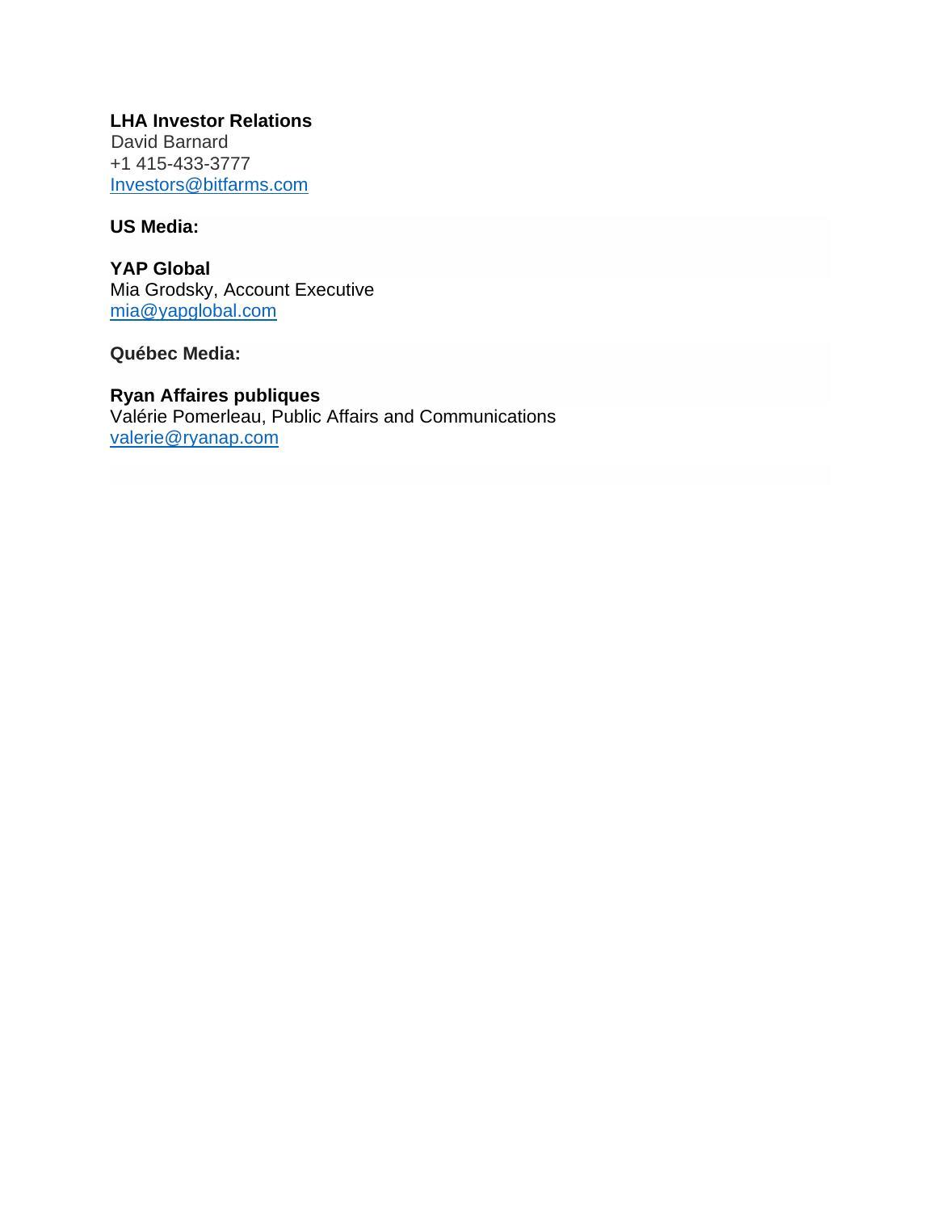**LHA Investor Relations**
David Barnard
+1 415-433-3777
Investors@bitfarms.com

**US Media:**

**YAP Global**
Mia Grodsky, Account Executive
mia@yapglobal.com

**Québec Media:**

**Ryan Affaires publiques**
Valérie Pomerleau, Public Affairs and Communications
valerie@ryanap.com